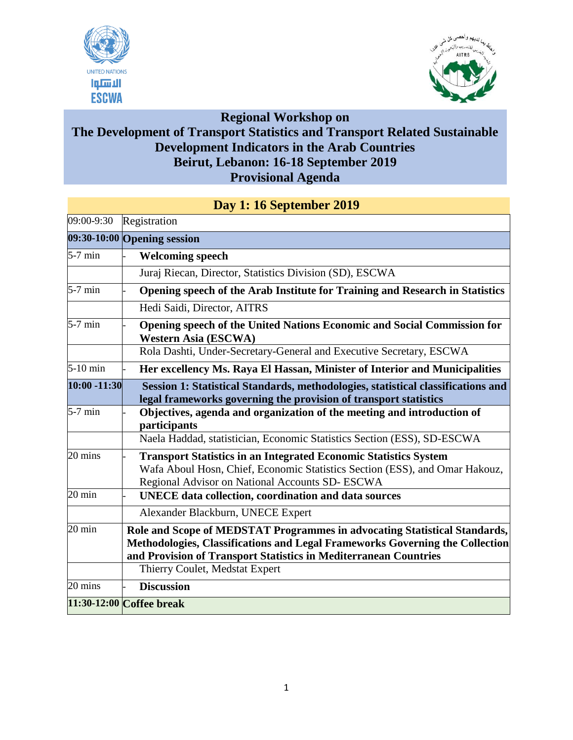# Regional Workshop on
# The Development of Transport Statistics and Transport Related Sustainable Development Indicators in the Arab Countries
# Beirut, Lebanon: 16-18 September 2019
# Provisional Agenda

| Day 1: 16 September 2019 | |
|---|---|
| 09:00-9:30 | Registration |
| **09:30-10:00** | **Opening session** |
| 5-7 min | - **Welcoming speech** |
| | Juraj Riecan, Director, Statistics Division (SD), ESCWA |
| 5-7 min | - **Opening speech of the Arab Institute for Training and Research in Statistics** |
| | Hedi Saidi, Director, AITRS |
| 5-7 min | - **Opening speech of the United Nations Economic and Social Commission for Western Asia (ESCWA)** |
| | Rola Dashti, Under-Secretary-General and Executive Secretary, ESCWA |
| 5-10 min | - **Her excellency Ms. Raya El Hassan, Minister of Interior and Municipalities** |
| **10:00 -11:30** | **Session 1: Statistical Standards, methodologies, statistical classifications and legal frameworks governing the provision of transport statistics** |
| 5-7 min | - **Objectives, agenda and organization of the meeting and introduction of participants** |
| | Naela Haddad, statistician, Economic Statistics Section (ESS), SD-ESCWA |
| 20 mins | - **Transport Statistics in an Integrated Economic Statistics System** Wafa Aboul Hosn, Chief, Economic Statistics Section (ESS), and Omar Hakouz, Regional Advisor on National Accounts SD- ESCWA |
| 20 min | - **UNECE data collection, coordination and data sources** |
| | Alexander Blackburn, UNECE Expert |
| 20 min | **Role and Scope of MEDSTAT Programmes in advocating Statistical Standards, Methodologies, Classifications and Legal Frameworks Governing the Collection and Provision of Transport Statistics in Mediterranean Countries** |
| | Thierry Coulet, Medstat Expert |
| 20 mins | - **Discussion** |
| **11:30-12:00** | **Coffee break** |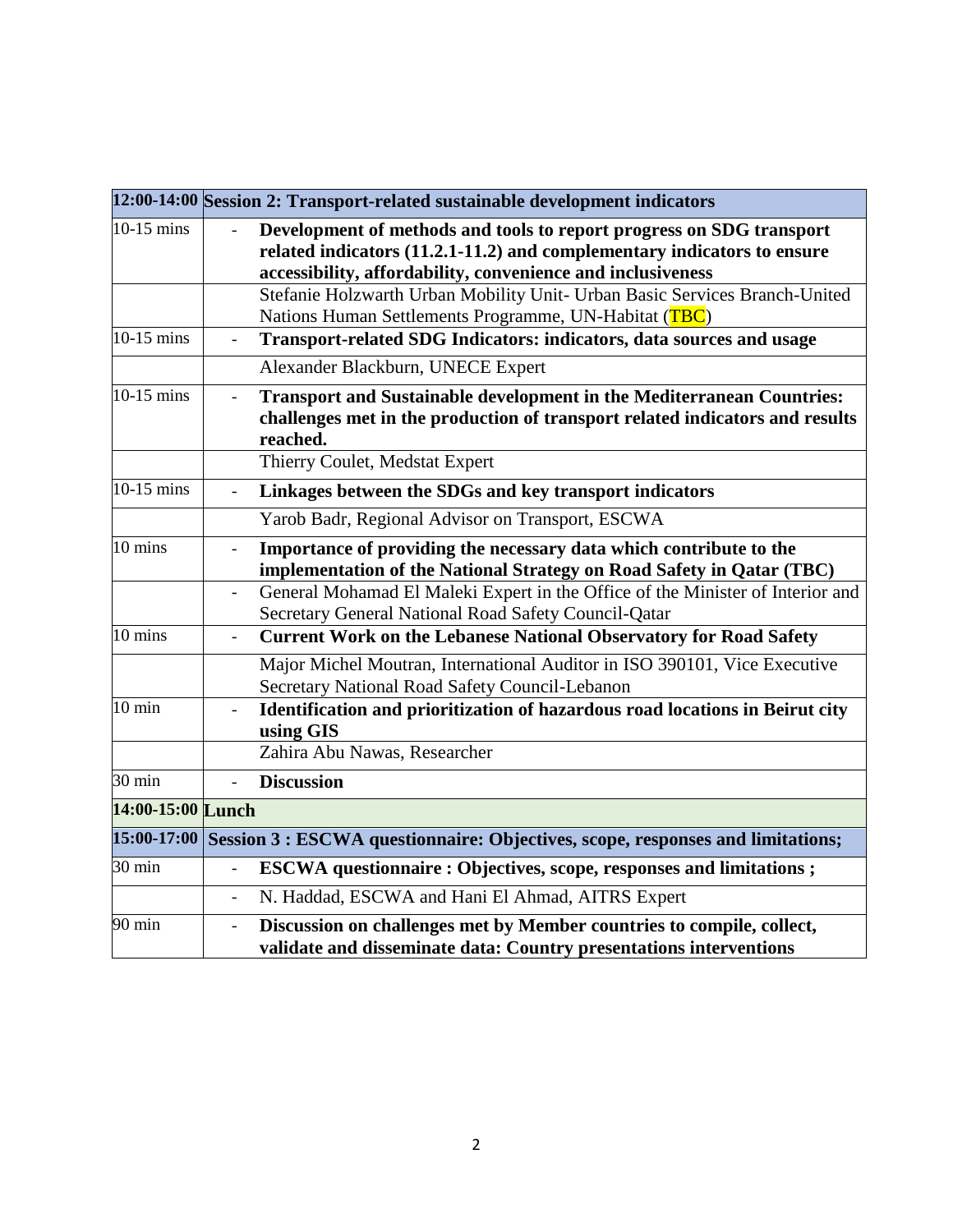| 12:00-14:00 | **Session 2: Transport-related sustainable development indicators** |
|---|---|
| 10-15 mins | - **Development of methods and tools to report progress on SDG transport related indicators (11.2.1-11.2) and complementary indicators to ensure accessibility, affordability, convenience and inclusiveness** |
| | Stefanie Holzwarth Urban Mobility Unit- Urban Basic Services Branch-United Nations Human Settlements Programme, UN-Habitat (TBC) |
| 10-15 mins | - **Transport-related SDG Indicators: indicators, data sources and usage** |
| | Alexander Blackburn, UNECE Expert |
| 10-15 mins | - **Transport and Sustainable development in the Mediterranean Countries: challenges met in the production of transport related indicators and results reached.** |
| | Thierry Coulet, Medstat Expert |
| 10-15 mins | - **Linkages between the SDGs and key transport indicators** |
| | Yarob Badr, Regional Advisor on Transport, ESCWA |
| 10 mins | - **Importance of providing the necessary data which contribute to the implementation of the National Strategy on Road Safety in Qatar (TBC)** |
| | - General Mohamad El Maleki Expert in the Office of the Minister of Interior and Secretary General National Road Safety Council-Qatar |
| 10 mins | - **Current Work on the Lebanese National Observatory for Road Safety** |
| | Major Michel Moutran, International Auditor in ISO 390101, Vice Executive Secretary National Road Safety Council-Lebanon |
| 10 min | - **Identification and prioritization of hazardous road locations in Beirut city using GIS** |
| | Zahira Abu Nawas, Researcher |
| 30 min | - **Discussion** |
| **14:00-15:00** | **Lunch** |
| **15:00-17:00** | **Session 3 : ESCWA questionnaire: Objectives, scope, responses and limitations;** |
| 30 min | - **ESCWA questionnaire : Objectives, scope, responses and limitations ;** |
| | - N. Haddad, ESCWA and Hani El Ahmad, AITRS Expert |
| 90 min | - **Discussion on challenges met by Member countries to compile, collect, validate and disseminate data: Country presentations interventions** |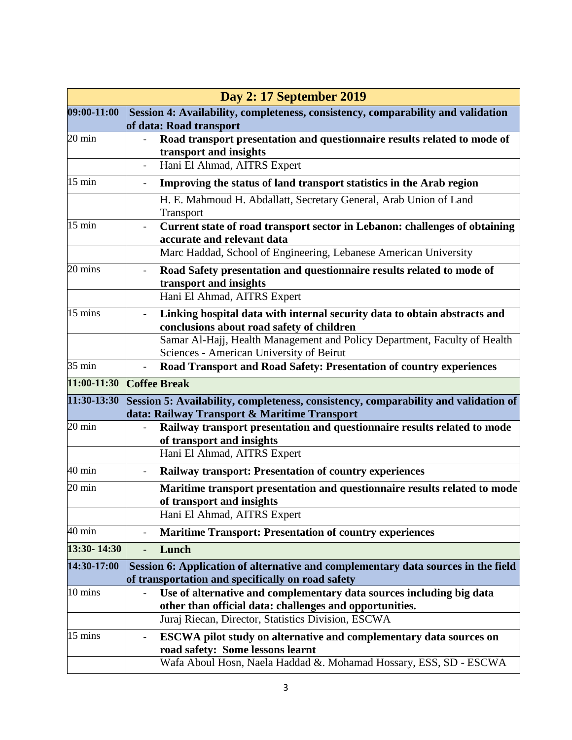| Day 2: 17 September 2019 | |
|---|---|
| **09:00-11:00** | **Session 4: Availability, completeness, consistency, comparability and validation of data: Road transport** |
| 20 min | - **Road transport presentation and questionnaire results related to mode of transport and insights** |
| | - Hani El Ahmad, AITRS Expert |
| 15 min | - **Improving the status of land transport statistics in the Arab region** |
| | H. E. Mahmoud H. Abdallatt, Secretary General, Arab Union of Land Transport |
| 15 min | - **Current state of road transport sector in Lebanon: challenges of obtaining accurate and relevant data** |
| | Marc Haddad, School of Engineering, Lebanese American University |
| 20 mins | - **Road Safety presentation and questionnaire results related to mode of transport and insights** |
| | Hani El Ahmad, AITRS Expert |
| 15 mins | - **Linking hospital data with internal security data to obtain abstracts and conclusions about road safety of children** |
| | Samar Al-Hajj, Health Management and Policy Department, Faculty of Health Sciences - American University of Beirut |
| 35 min | - **Road Transport and Road Safety: Presentation of country experiences** |
| **11:00-11:30** | **Coffee Break** |
| **11:30-13:30** | **Session 5: Availability, completeness, consistency, comparability and validation of data: Railway Transport & Maritime Transport** |
| 20 min | - **Railway transport presentation and questionnaire results related to mode of transport and insights** |
| | Hani El Ahmad, AITRS Expert |
| 40 min | - **Railway transport: Presentation of country experiences** |
| 20 min | **Maritime transport presentation and questionnaire results related to mode of transport and insights** |
| | Hani El Ahmad, AITRS Expert |
| 40 min | - **Maritime Transport: Presentation of country experiences** |
| **13:30- 14:30** | - **Lunch** |
| **14:30-17:00** | **Session 6: Application of alternative and complementary data sources in the field of transportation and specifically on road safety** |
| 10 mins | - **Use of alternative and complementary data sources including big data other than official data: challenges and opportunities.** |
| | Juraj Riecan, Director, Statistics Division, ESCWA |
| 15 mins | - **ESCWA pilot study on alternative and complementary data sources on road safety: Some lessons learnt** |
| | Wafa Aboul Hosn, Naela Haddad &. Mohamad Hossary, ESS, SD - ESCWA |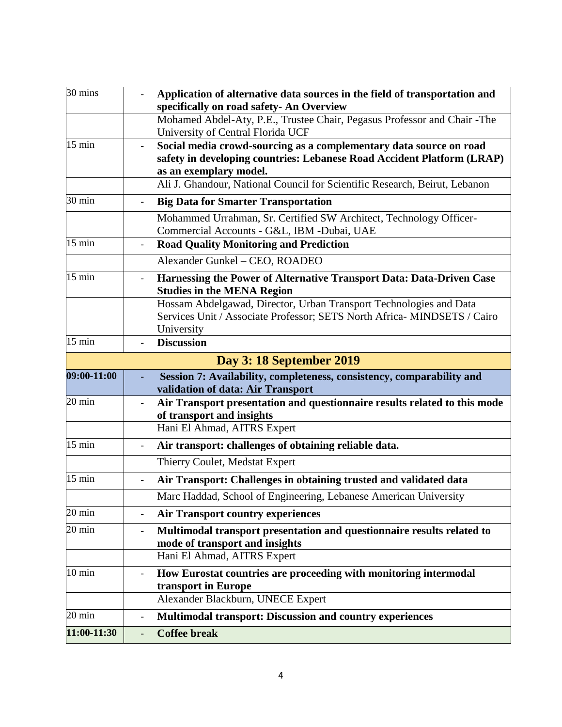| 30 mins | - **Application of alternative data sources in the field of transportation and specifically on road safety- An Overview** |
|---|---|
| | Mohamed Abdel-Aty, P.E., Trustee Chair, Pegasus Professor and Chair -The University of Central Florida UCF |
| 15 min | - **Social media crowd-sourcing as a complementary data source on road safety in developing countries: Lebanese Road Accident Platform (LRAP) as an exemplary model.** |
| | Ali J. Ghandour, National Council for Scientific Research, Beirut, Lebanon |
| 30 min | - **Big Data for Smarter Transportation** |
| | Mohammed Urrahman, Sr. Certified SW Architect, Technology Officer-Commercial Accounts - G&L, IBM -Dubai, UAE |
| 15 min | - **Road Quality Monitoring and Prediction** |
| | Alexander Gunkel – CEO, ROADEO |
| 15 min | - **Harnessing the Power of Alternative Transport Data: Data-Driven Case Studies in the MENA Region** |
| | Hossam Abdelgawad, Director, Urban Transport Technologies and Data Services Unit / Associate Professor; SETS North Africa- MINDSETS / Cairo University |
| 15 min | - **Discussion** |
| **Day 3: 18 September 2019** | |
| **09:00-11:00** | - **Session 7: Availability, completeness, consistency, comparability and validation of data: Air Transport** |
| 20 min | - **Air Transport presentation and questionnaire results related to this mode of transport and insights** |
| | Hani El Ahmad, AITRS Expert |
| 15 min | - **Air transport: challenges of obtaining reliable data.** |
| | Thierry Coulet, Medstat Expert |
| 15 min | - **Air Transport: Challenges in obtaining trusted and validated data** |
| | Marc Haddad, School of Engineering, Lebanese American University |
| 20 min | - **Air Transport country experiences** |
| 20 min | - **Multimodal transport presentation and questionnaire results related to mode of transport and insights** |
| | Hani El Ahmad, AITRS Expert |
| 10 min | - **How Eurostat countries are proceeding with monitoring intermodal transport in Europe** |
| | Alexander Blackburn, UNECE Expert |
| 20 min | - **Multimodal transport: Discussion and country experiences** |
| **11:00-11:30** | - **Coffee break** |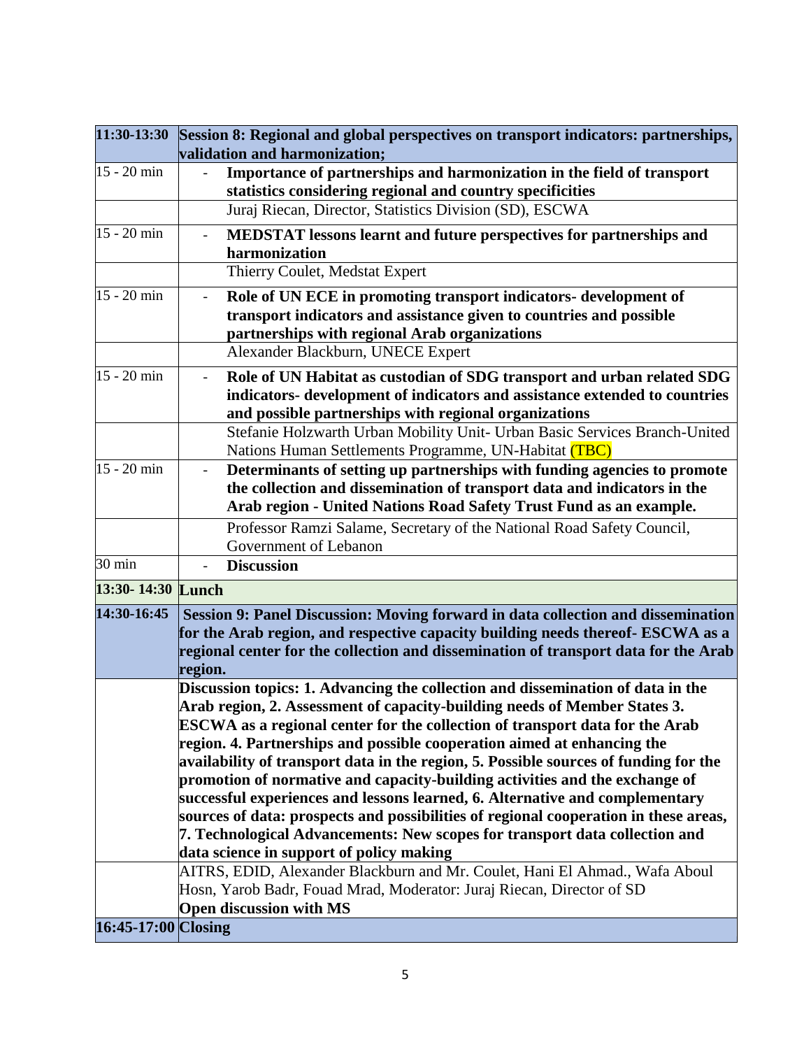| | |
|---|---|
| **11:30-13:30** | **Session 8: Regional and global perspectives on transport indicators: partnerships, validation and harmonization;** |
| 15 - 20 min | - **Importance of partnerships and harmonization in the field of transport statistics considering regional and country specificities** |
| | Juraj Riecan, Director, Statistics Division (SD), ESCWA |
| 15 - 20 min | - **MEDSTAT lessons learnt and future perspectives for partnerships and harmonization** |
| | Thierry Coulet, Medstat Expert |
| 15 - 20 min | - **Role of UN ECE in promoting transport indicators- development of transport indicators and assistance given to countries and possible partnerships with regional Arab organizations** |
| | Alexander Blackburn, UNECE Expert |
| 15 - 20 min | - **Role of UN Habitat as custodian of SDG transport and urban related SDG indicators- development of indicators and assistance extended to countries and possible partnerships with regional organizations** |
| | Stefanie Holzwarth Urban Mobility Unit- Urban Basic Services Branch-United Nations Human Settlements Programme, UN-Habitat (TBC) |
| 15 - 20 min | - **Determinants of setting up partnerships with funding agencies to promote the collection and dissemination of transport data and indicators in the Arab region - United Nations Road Safety Trust Fund as an example.** |
| | Professor Ramzi Salame, Secretary of the National Road Safety Council, Government of Lebanon |
| 30 min | - **Discussion** |
| **13:30- 14:30** | **Lunch** |
| **14:30-16:45** | **Session 9: Panel Discussion: Moving forward in data collection and dissemination for the Arab region, and respective capacity building needs thereof- ESCWA as a regional center for the collection and dissemination of transport data for the Arab region.** |
| | **Discussion topics: 1. Advancing the collection and dissemination of data in the Arab region, 2. Assessment of capacity-building needs of Member States 3. ESCWA as a regional center for the collection of transport data for the Arab region. 4. Partnerships and possible cooperation aimed at enhancing the availability of transport data in the region, 5. Possible sources of funding for the promotion of normative and capacity-building activities and the exchange of successful experiences and lessons learned, 6. Alternative and complementary sources of data: prospects and possibilities of regional cooperation in these areas, 7. Technological Advancements: New scopes for transport data collection and data science in support of policy making** |
| | AITRS, EDID, Alexander Blackburn and Mr. Coulet, Hani El Ahmad., Wafa Aboul Hosn, Yarob Badr, Fouad Mrad, Moderator: Juraj Riecan, Director of SD **Open discussion with MS** |
| **16:45-17:00** | **Closing** |